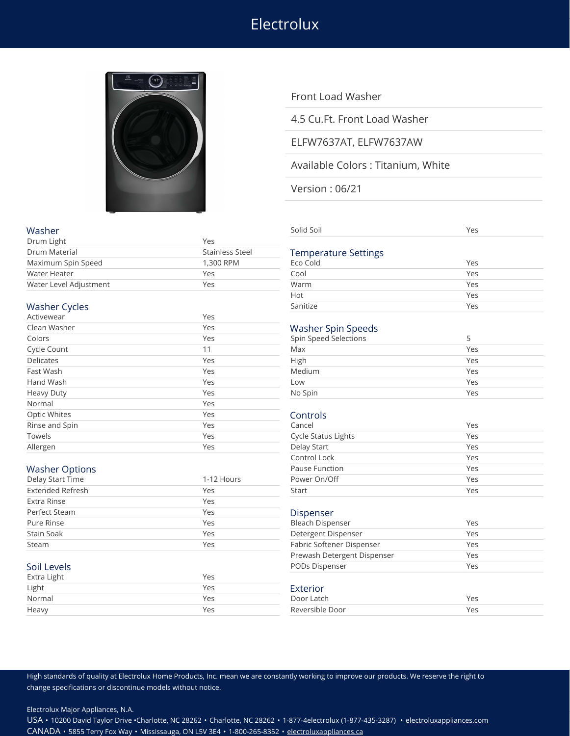# Electrolux

Front Load Washer

4.5 Cu.Ft. Front Load Washer

ELFW7637AT, ELFW7637AW

Available Colors : Titanium, White

Version : 06/21

## Washer

| | |
|---|---|
| Drum Light | Yes |
| Drum Material | Stainless Steel |
| Maximum Spin Speed | 1,300 RPM |
| Water Heater | Yes |
| Water Level Adjustment | Yes |

## Washer Cycles

| | |
|---|---|
| Activewear | Yes |
| Clean Washer | Yes |
| Colors | Yes |
| Cycle Count | 11 |
| Delicates | Yes |
| Fast Wash | Yes |
| Hand Wash | Yes |
| Heavy Duty | Yes |
| Normal | Yes |
| Optic Whites | Yes |
| Rinse and Spin | Yes |
| Towels | Yes |
| Allergen | Yes |

## Washer Options

| | |
|---|---|
| Delay Start Time | 1-12 Hours |
| Extended Refresh | Yes |
| Extra Rinse | Yes |
| Perfect Steam | Yes |
| Pure Rinse | Yes |
| Stain Soak | Yes |
| Steam | Yes |

## Soil Levels

| | |
|---|---|
| Extra Light | Yes |
| Light | Yes |
| Normal | Yes |
| Heavy | Yes |
| Solid Soil | Yes |

## Temperature Settings

| | |
|---|---|
| Eco Cold | Yes |
| Cool | Yes |
| Warm | Yes |
| Hot | Yes |
| Sanitize | Yes |

## Washer Spin Speeds

| | |
|---|---|
| Spin Speed Selections | 5 |
| Max | Yes |
| High | Yes |
| Medium | Yes |
| Low | Yes |
| No Spin | Yes |

## Controls

| | |
|---|---|
| Cancel | Yes |
| Cycle Status Lights | Yes |
| Delay Start | Yes |
| Control Lock | Yes |
| Pause Function | Yes |
| Power On/Off | Yes |
| Start | Yes |

## Dispenser

| | |
|---|---|
| Bleach Dispenser | Yes |
| Detergent Dispenser | Yes |
| Fabric Softener Dispenser | Yes |
| Prewash Detergent Dispenser | Yes |
| PODs Dispenser | Yes |

## Exterior

| | |
|---|---|
| Door Latch | Yes |
| Reversible Door | Yes |

High standards of quality at Electrolux Home Products, Inc. mean we are constantly working to improve our products. We reserve the right to change specifications or discontinue models without notice.

Electrolux Major Appliances, N.A.

USA • 10200 David Taylor Drive •Charlotte, NC 28262 • Charlotte, NC 28262 • 1-877-4electrolux (1-877-435-3287) • electroluxappliances.com

CANADA • 5855 Terry Fox Way • Mississauga, ON L5V 3E4 • 1-800-265-8352 • electroluxappliances.ca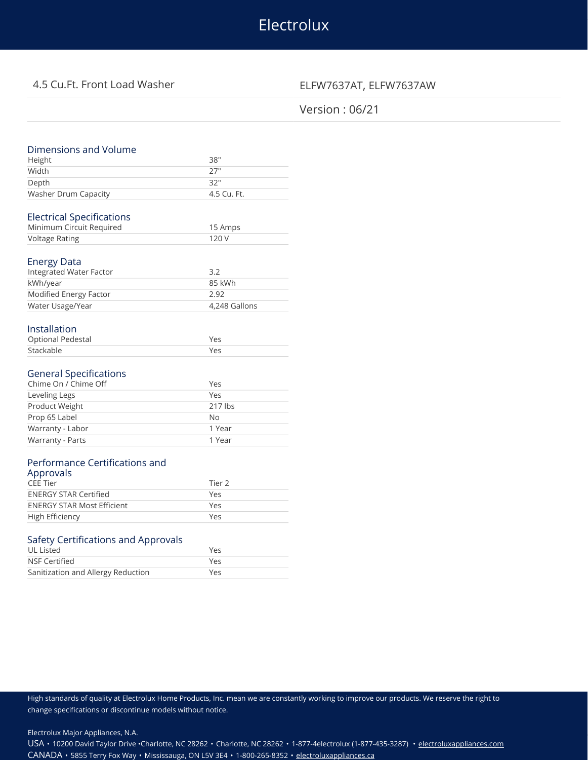# Electrolux

## 4.5 Cu.Ft. Front Load Washer

ELFW7637AT, ELFW7637AW

Version : 06/21

### Dimensions and Volume

| | |
|---|---|
| Height | 38" |
| Width | 27" |
| Depth | 32" |
| Washer Drum Capacity | 4.5 Cu. Ft. |

### Electrical Specifications

| | |
|---|---|
| Minimum Circuit Required | 15 Amps |
| Voltage Rating | 120 V |

### Energy Data

| | |
|---|---|
| Integrated Water Factor | 3.2 |
| kWh/year | 85 kWh |
| Modified Energy Factor | 2.92 |
| Water Usage/Year | 4,248 Gallons |

### Installation

| | |
|---|---|
| Optional Pedestal | Yes |
| Stackable | Yes |

### General Specifications

| | |
|---|---|
| Chime On / Chime Off | Yes |
| Leveling Legs | Yes |
| Product Weight | 217 lbs |
| Prop 65 Label | No |
| Warranty - Labor | 1 Year |
| Warranty - Parts | 1 Year |

### Performance Certifications and Approvals

| | |
|---|---|
| CEE Tier | Tier 2 |
| ENERGY STAR Certified | Yes |
| ENERGY STAR Most Efficient | Yes |
| High Efficiency | Yes |

### Safety Certifications and Approvals

| | |
|---|---|
| UL Listed | Yes |
| NSF Certified | Yes |
| Sanitization and Allergy Reduction | Yes |

High standards of quality at Electrolux Home Products, Inc. mean we are constantly working to improve our products. We reserve the right to change specifications or discontinue models without notice.

Electrolux Major Appliances, N.A.
USA • 10200 David Taylor Drive •Charlotte, NC 28262 • Charlotte, NC 28262 • 1-877-4electrolux (1-877-435-3287) • electroluxappliances.com
CANADA • 5855 Terry Fox Way • Mississauga, ON L5V 3E4 • 1-800-265-8352 • electroluxappliances.ca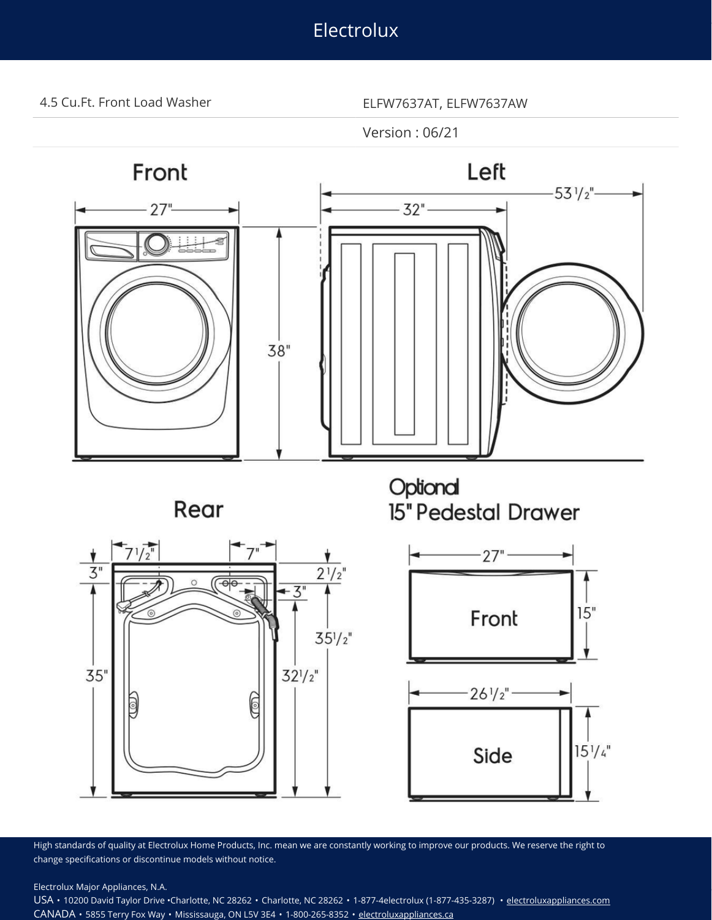# Electrolux

4.5 Cu.Ft. Front Load Washer

ELFW7637AT, ELFW7637AW

Version : 06/21

## Front

27"

38"

## Left

32"

53 1/2"

## Rear

7 1/2"

7"

3"

2 1/2"

3"

35 1/2"

35"

32 1/2"

## Optional 15" Pedestal Drawer

27"

Front

15"

26 1/2"

Side

15 1/4"

High standards of quality at Electrolux Home Products, Inc. mean we are constantly working to improve our products. We reserve the right to change specifications or discontinue models without notice.

Electrolux Major Appliances, N.A.

USA • 10200 David Taylor Drive •Charlotte, NC 28262 • Charlotte, NC 28262 • 1-877-4electrolux (1-877-435-3287) • electroluxappliances.com

CANADA • 5855 Terry Fox Way • Mississauga, ON L5V 3E4 • 1-800-265-8352 • electroluxappliances.ca